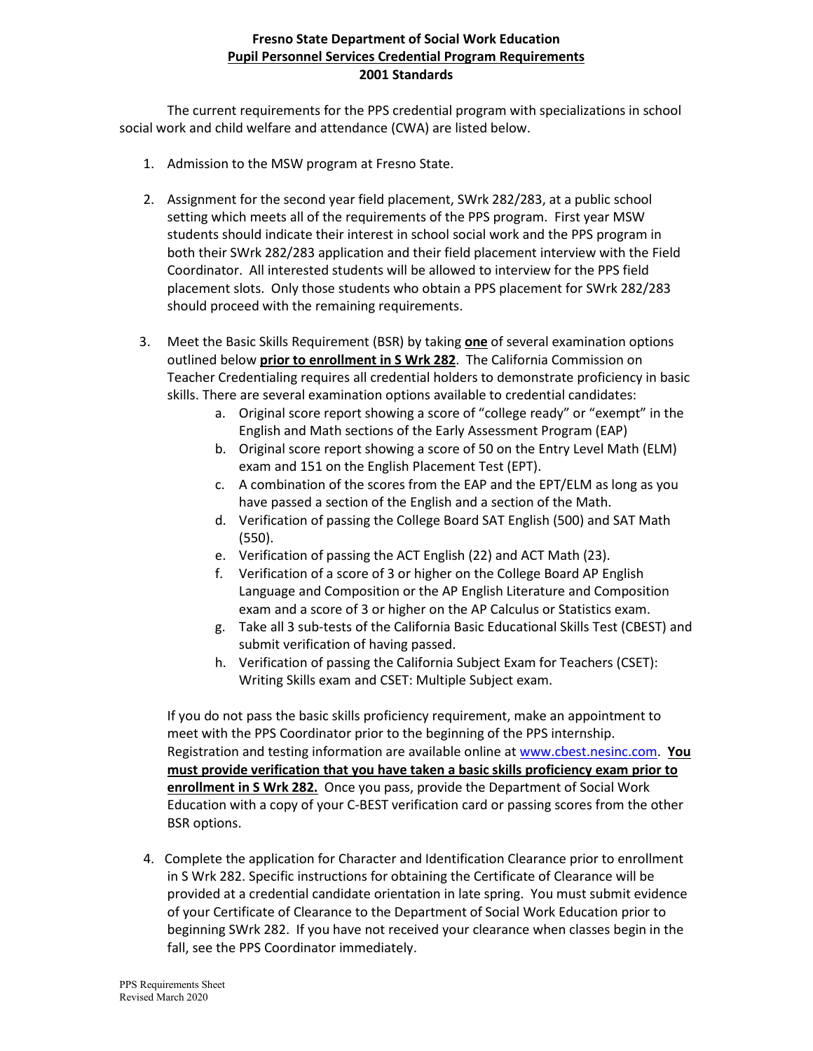**Fresno State Department of Social Work Education**
**Pupil Personnel Services Credential Program Requirements**
**2001 Standards**

The current requirements for the PPS credential program with specializations in school social work and child welfare and attendance (CWA) are listed below.

1. Admission to the MSW program at Fresno State.

2. Assignment for the second year field placement, SWrk 282/283, at a public school setting which meets all of the requirements of the PPS program. First year MSW students should indicate their interest in school social work and the PPS program in both their SWrk 282/283 application and their field placement interview with the Field Coordinator. All interested students will be allowed to interview for the PPS field placement slots. Only those students who obtain a PPS placement for SWrk 282/283 should proceed with the remaining requirements.

3. Meet the Basic Skills Requirement (BSR) by taking **one** of several examination options outlined below **prior to enrollment in S Wrk 282**. The California Commission on Teacher Credentialing requires all credential holders to demonstrate proficiency in basic skills. There are several examination options available to credential candidates:
   a. Original score report showing a score of "college ready" or "exempt" in the English and Math sections of the Early Assessment Program (EAP)
   b. Original score report showing a score of 50 on the Entry Level Math (ELM) exam and 151 on the English Placement Test (EPT).
   c. A combination of the scores from the EAP and the EPT/ELM as long as you have passed a section of the English and a section of the Math.
   d. Verification of passing the College Board SAT English (500) and SAT Math (550).
   e. Verification of passing the ACT English (22) and ACT Math (23).
   f. Verification of a score of 3 or higher on the College Board AP English Language and Composition or the AP English Literature and Composition exam and a score of 3 or higher on the AP Calculus or Statistics exam.
   g. Take all 3 sub-tests of the California Basic Educational Skills Test (CBEST) and submit verification of having passed.
   h. Verification of passing the California Subject Exam for Teachers (CSET): Writing Skills exam and CSET: Multiple Subject exam.

   If you do not pass the basic skills proficiency requirement, make an appointment to meet with the PPS Coordinator prior to the beginning of the PPS internship. Registration and testing information are available online at www.cbest.nesinc.com. **You must provide verification that you have taken a basic skills proficiency exam prior to enrollment in S Wrk 282.** Once you pass, provide the Department of Social Work Education with a copy of your C-BEST verification card or passing scores from the other BSR options.

4. Complete the application for Character and Identification Clearance prior to enrollment in S Wrk 282. Specific instructions for obtaining the Certificate of Clearance will be provided at a credential candidate orientation in late spring. You must submit evidence of your Certificate of Clearance to the Department of Social Work Education prior to beginning SWrk 282. If you have not received your clearance when classes begin in the fall, see the PPS Coordinator immediately.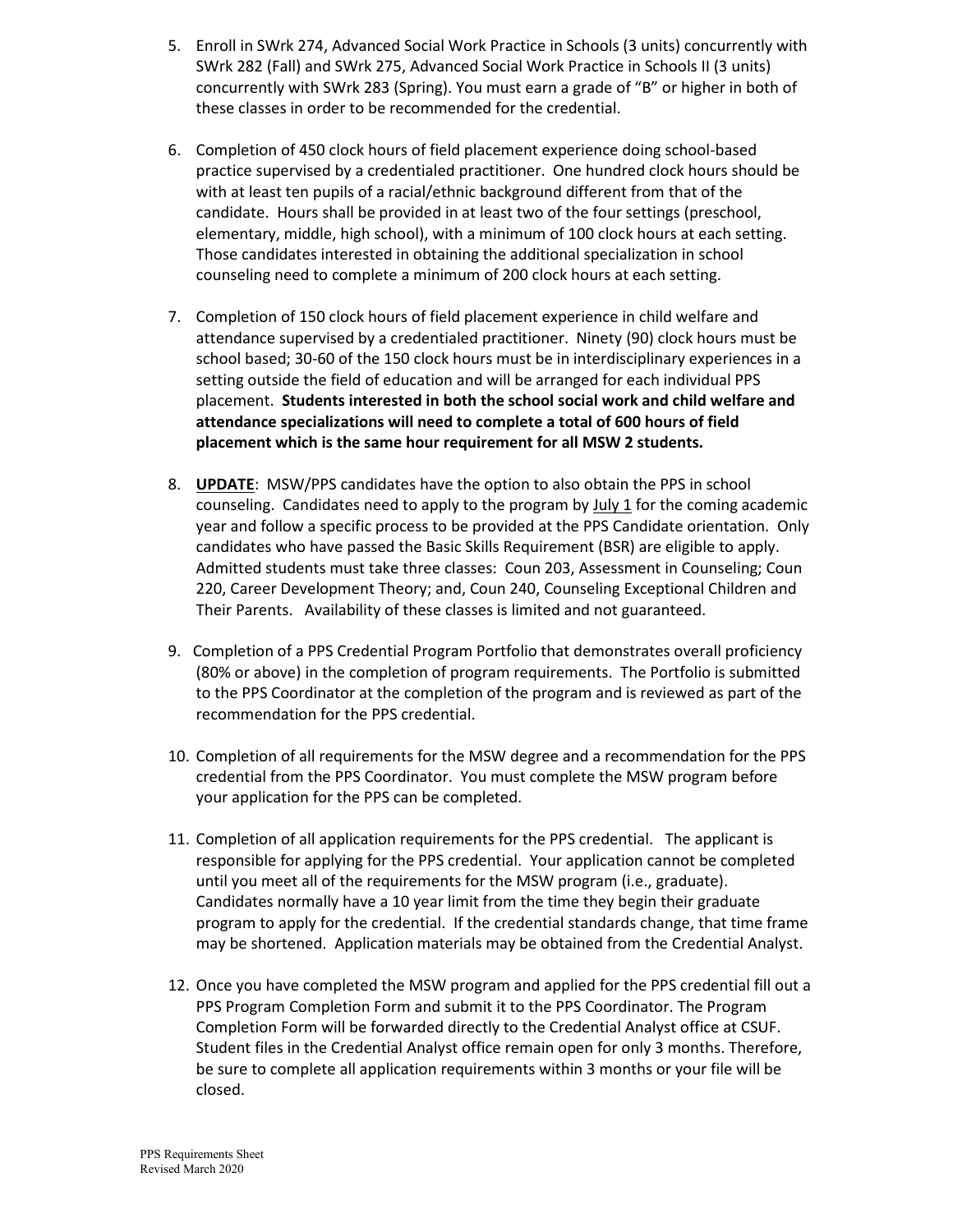5. Enroll in SWrk 274, Advanced Social Work Practice in Schools (3 units) concurrently with SWrk 282 (Fall) and SWrk 275, Advanced Social Work Practice in Schools II (3 units) concurrently with SWrk 283 (Spring). You must earn a grade of "B" or higher in both of these classes in order to be recommended for the credential.

6. Completion of 450 clock hours of field placement experience doing school-based practice supervised by a credentialed practitioner. One hundred clock hours should be with at least ten pupils of a racial/ethnic background different from that of the candidate. Hours shall be provided in at least two of the four settings (preschool, elementary, middle, high school), with a minimum of 100 clock hours at each setting. Those candidates interested in obtaining the additional specialization in school counseling need to complete a minimum of 200 clock hours at each setting.

7. Completion of 150 clock hours of field placement experience in child welfare and attendance supervised by a credentialed practitioner. Ninety (90) clock hours must be school based; 30-60 of the 150 clock hours must be in interdisciplinary experiences in a setting outside the field of education and will be arranged for each individual PPS placement. **Students interested in both the school social work and child welfare and attendance specializations will need to complete a total of 600 hours of field placement which is the same hour requirement for all MSW 2 students.**

8. <u>**UPDATE**</u>: MSW/PPS candidates have the option to also obtain the PPS in school counseling. Candidates need to apply to the program by <u>July 1</u> for the coming academic year and follow a specific process to be provided at the PPS Candidate orientation. Only candidates who have passed the Basic Skills Requirement (BSR) are eligible to apply. Admitted students must take three classes: Coun 203, Assessment in Counseling; Coun 220, Career Development Theory; and, Coun 240, Counseling Exceptional Children and Their Parents. Availability of these classes is limited and not guaranteed.

9. Completion of a PPS Credential Program Portfolio that demonstrates overall proficiency (80% or above) in the completion of program requirements. The Portfolio is submitted to the PPS Coordinator at the completion of the program and is reviewed as part of the recommendation for the PPS credential.

10. Completion of all requirements for the MSW degree and a recommendation for the PPS credential from the PPS Coordinator. You must complete the MSW program before your application for the PPS can be completed.

11. Completion of all application requirements for the PPS credential. The applicant is responsible for applying for the PPS credential. Your application cannot be completed until you meet all of the requirements for the MSW program (i.e., graduate). Candidates normally have a 10 year limit from the time they begin their graduate program to apply for the credential. If the credential standards change, that time frame may be shortened. Application materials may be obtained from the Credential Analyst.

12. Once you have completed the MSW program and applied for the PPS credential fill out a PPS Program Completion Form and submit it to the PPS Coordinator. The Program Completion Form will be forwarded directly to the Credential Analyst office at CSUF. Student files in the Credential Analyst office remain open for only 3 months. Therefore, be sure to complete all application requirements within 3 months or your file will be closed.

PPS Requirements Sheet
Revised March 2020